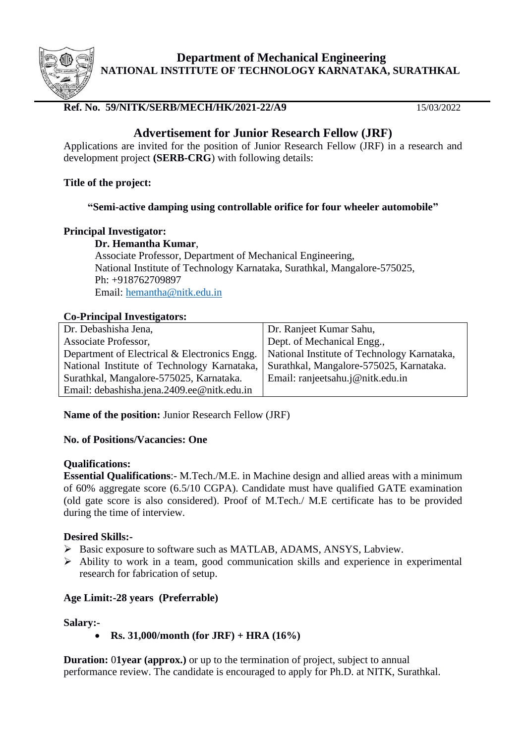# Department of Mechanical Engineering

## NATIONAL INSTITUTE OF TECHNOLOGY KARNATAKA, SURATHKAL

**Ref. No. 59/NITK/SERB/MECH/HK/2021-22/A9** 15/03/2022

## Advertisement for Junior Research Fellow (JRF)

Applications are invited for the position of Junior Research Fellow (JRF) in a research and development project **(SERB-CRG**) with following details:

**Title of the project:**

**"Semi-active damping using controllable orifice for four wheeler automobile"**

**Principal Investigator:**

**Dr. Hemantha Kumar**,
Associate Professor, Department of Mechanical Engineering,
National Institute of Technology Karnataka, Surathkal, Mangalore-575025,
Ph: +918762709897
Email: hemantha@nitk.edu.in

**Co-Principal Investigators:**

| Dr. Debashisha Jena,<br>Associate Professor,<br>Department of Electrical & Electronics Engg.<br>National Institute of Technology Karnataka,<br>Surathkal, Mangalore-575025, Karnataka.<br>Email: debashisha.jena.2409.ee@nitk.edu.in | Dr. Ranjeet Kumar Sahu,<br>Dept. of Mechanical Engg.,<br>National Institute of Technology Karnataka,<br>Surathkal, Mangalore-575025, Karnataka.<br>Email: ranjeetsahu.j@nitk.edu.in |
|---|---|

**Name of the position:** Junior Research Fellow (JRF)

**No. of Positions/Vacancies: One**

**Qualifications:**

**Essential Qualifications**:- M.Tech./M.E. in Machine design and allied areas with a minimum of 60% aggregate score (6.5/10 CGPA). Candidate must have qualified GATE examination (old gate score is also considered). Proof of M.Tech./ M.E certificate has to be provided during the time of interview.

**Desired Skills:-**

- Basic exposure to software such as MATLAB, ADAMS, ANSYS, Labview.
- Ability to work in a team, good communication skills and experience in experimental research for fabrication of setup.

**Age Limit:-28 years (Preferrable)**

**Salary:-**

- **Rs. 31,000/month (for JRF) + HRA (16%)**

**Duration:** 0**1year (approx.)** or up to the termination of project, subject to annual performance review. The candidate is encouraged to apply for Ph.D. at NITK, Surathkal.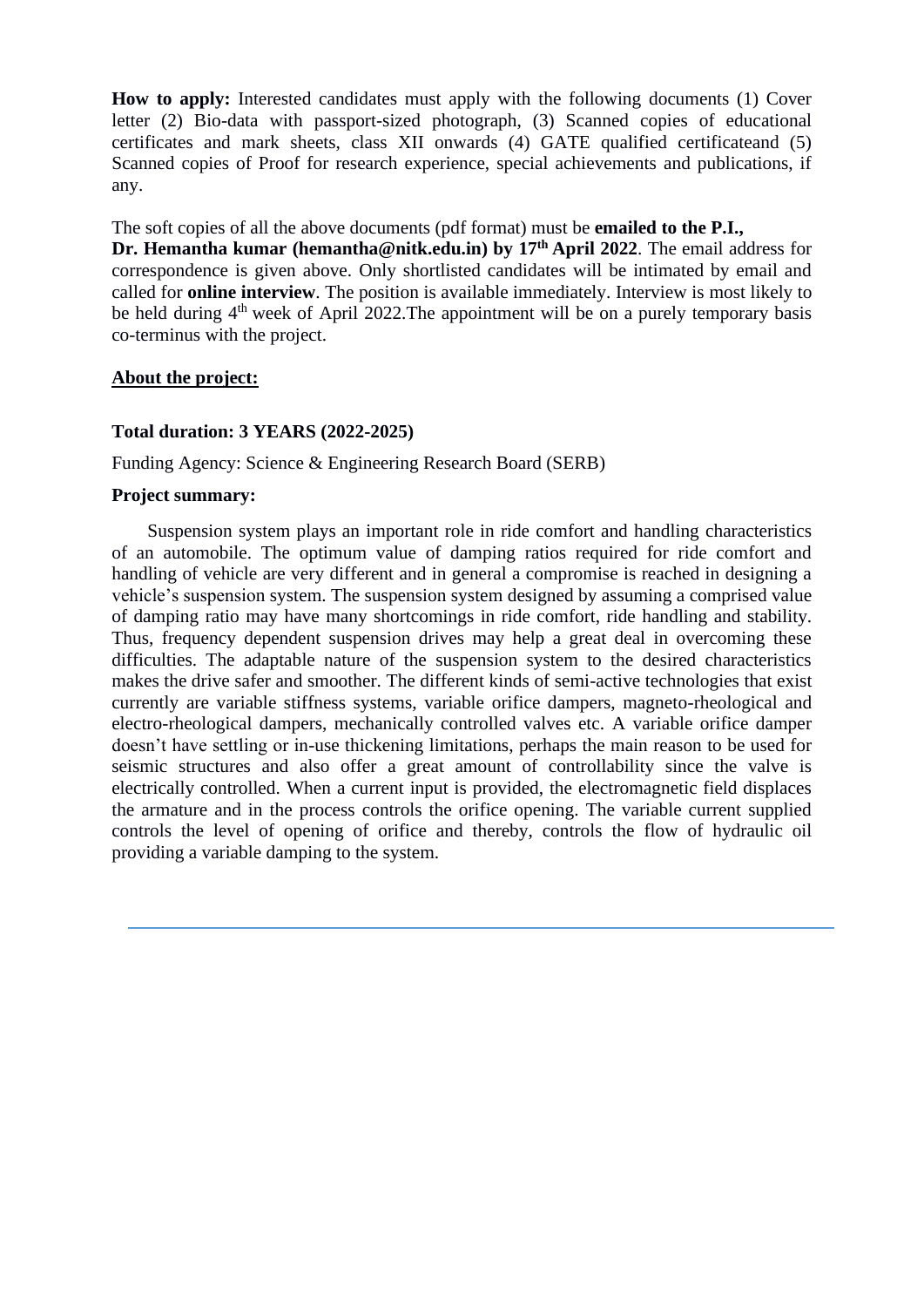**How to apply:** Interested candidates must apply with the following documents (1) Cover letter (2) Bio-data with passport-sized photograph, (3) Scanned copies of educational certificates and mark sheets, class XII onwards (4) GATE qualified certificateand (5) Scanned copies of Proof for research experience, special achievements and publications, if any.

The soft copies of all the above documents (pdf format) must be **emailed to the P.I., Dr. Hemantha kumar (hemantha@nitk.edu.in) by 17th April 2022**. The email address for correspondence is given above. Only shortlisted candidates will be intimated by email and called for **online interview**. The position is available immediately. Interview is most likely to be held during 4th week of April 2022.The appointment will be on a purely temporary basis co-terminus with the project.

**About the project:**

**Total duration: 3 YEARS (2022-2025)**

Funding Agency: Science & Engineering Research Board (SERB)

**Project summary:**

Suspension system plays an important role in ride comfort and handling characteristics of an automobile. The optimum value of damping ratios required for ride comfort and handling of vehicle are very different and in general a compromise is reached in designing a vehicle's suspension system. The suspension system designed by assuming a comprised value of damping ratio may have many shortcomings in ride comfort, ride handling and stability. Thus, frequency dependent suspension drives may help a great deal in overcoming these difficulties. The adaptable nature of the suspension system to the desired characteristics makes the drive safer and smoother. The different kinds of semi-active technologies that exist currently are variable stiffness systems, variable orifice dampers, magneto-rheological and electro-rheological dampers, mechanically controlled valves etc. A variable orifice damper doesn't have settling or in-use thickening limitations, perhaps the main reason to be used for seismic structures and also offer a great amount of controllability since the valve is electrically controlled. When a current input is provided, the electromagnetic field displaces the armature and in the process controls the orifice opening. The variable current supplied controls the level of opening of orifice and thereby, controls the flow of hydraulic oil providing a variable damping to the system.